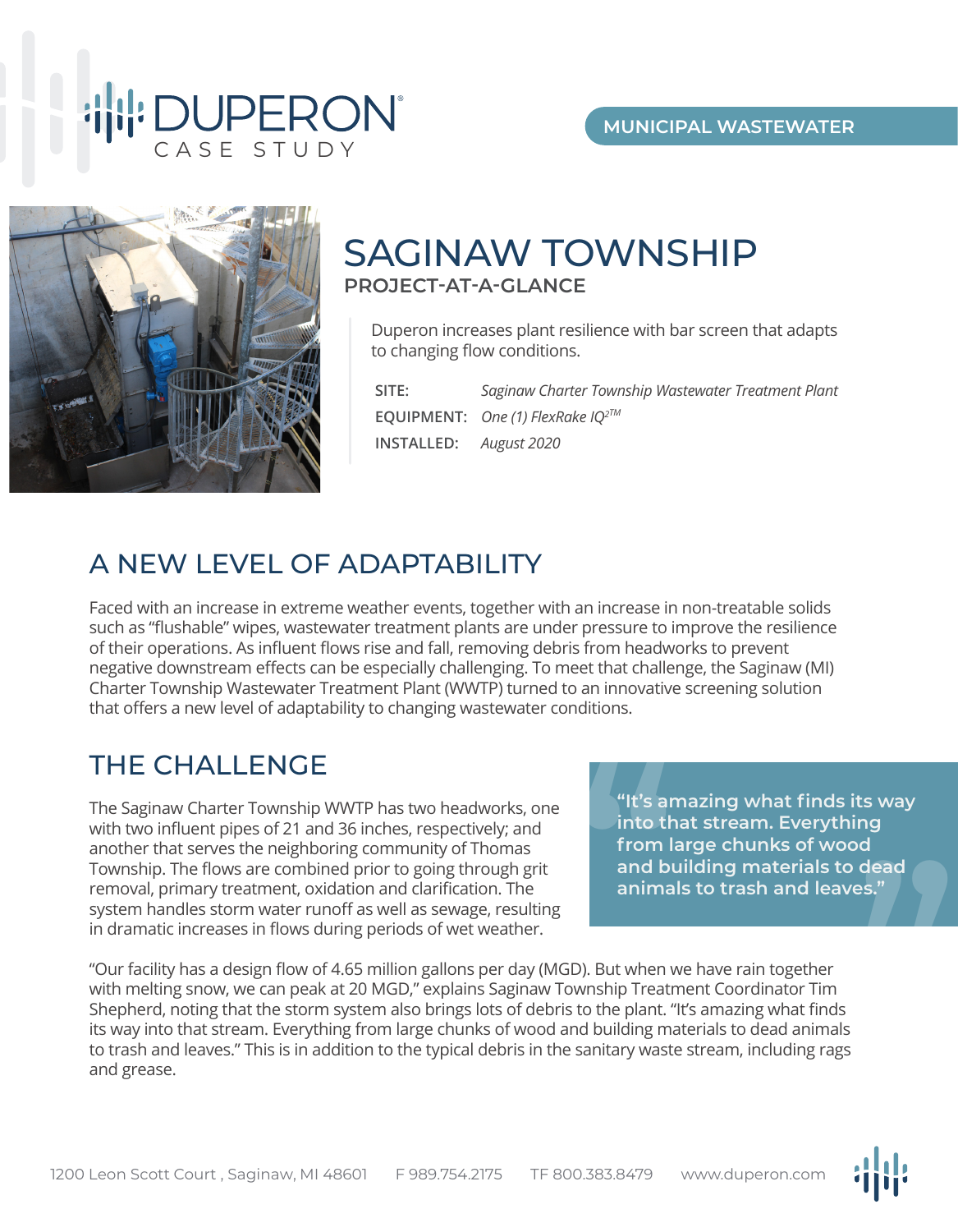# DUPERON CASE STUDY

MUNICIPAL WASTEWATER

# SAGINAW TOWNSHIP

## PROJECT-AT-A-GLANCE

Duperon increases plant resilience with bar screen that adapts to changing flow conditions.

**SITE:** *Saginaw Charter Township Wastewater Treatment Plant*

**EQUIPMENT:** *One (1) FlexRake IQ$^{2TM}$*

**INSTALLED:** *August 2020*

## A NEW LEVEL OF ADAPTABILITY

Faced with an increase in extreme weather events, together with an increase in non-treatable solids such as "flushable" wipes, wastewater treatment plants are under pressure to improve the resilience of their operations. As influent flows rise and fall, removing debris from headworks to prevent negative downstream effects can be especially challenging. To meet that challenge, the Saginaw (MI) Charter Township Wastewater Treatment Plant (WWTP) turned to an innovative screening solution that offers a new level of adaptability to changing wastewater conditions.

## THE CHALLENGE

The Saginaw Charter Township WWTP has two headworks, one with two influent pipes of 21 and 36 inches, respectively; and another that serves the neighboring community of Thomas Township. The flows are combined prior to going through grit removal, primary treatment, oxidation and clarification. The system handles storm water runoff as well as sewage, resulting in dramatic increases in flows during periods of wet weather.

> **"It's amazing what finds its way into that stream. Everything from large chunks of wood and building materials to dead animals to trash and leaves."**

"Our facility has a design flow of 4.65 million gallons per day (MGD). But when we have rain together with melting snow, we can peak at 20 MGD," explains Saginaw Township Treatment Coordinator Tim Shepherd, noting that the storm system also brings lots of debris to the plant. "It's amazing what finds its way into that stream. Everything from large chunks of wood and building materials to dead animals to trash and leaves." This is in addition to the typical debris in the sanitary waste stream, including rags and grease.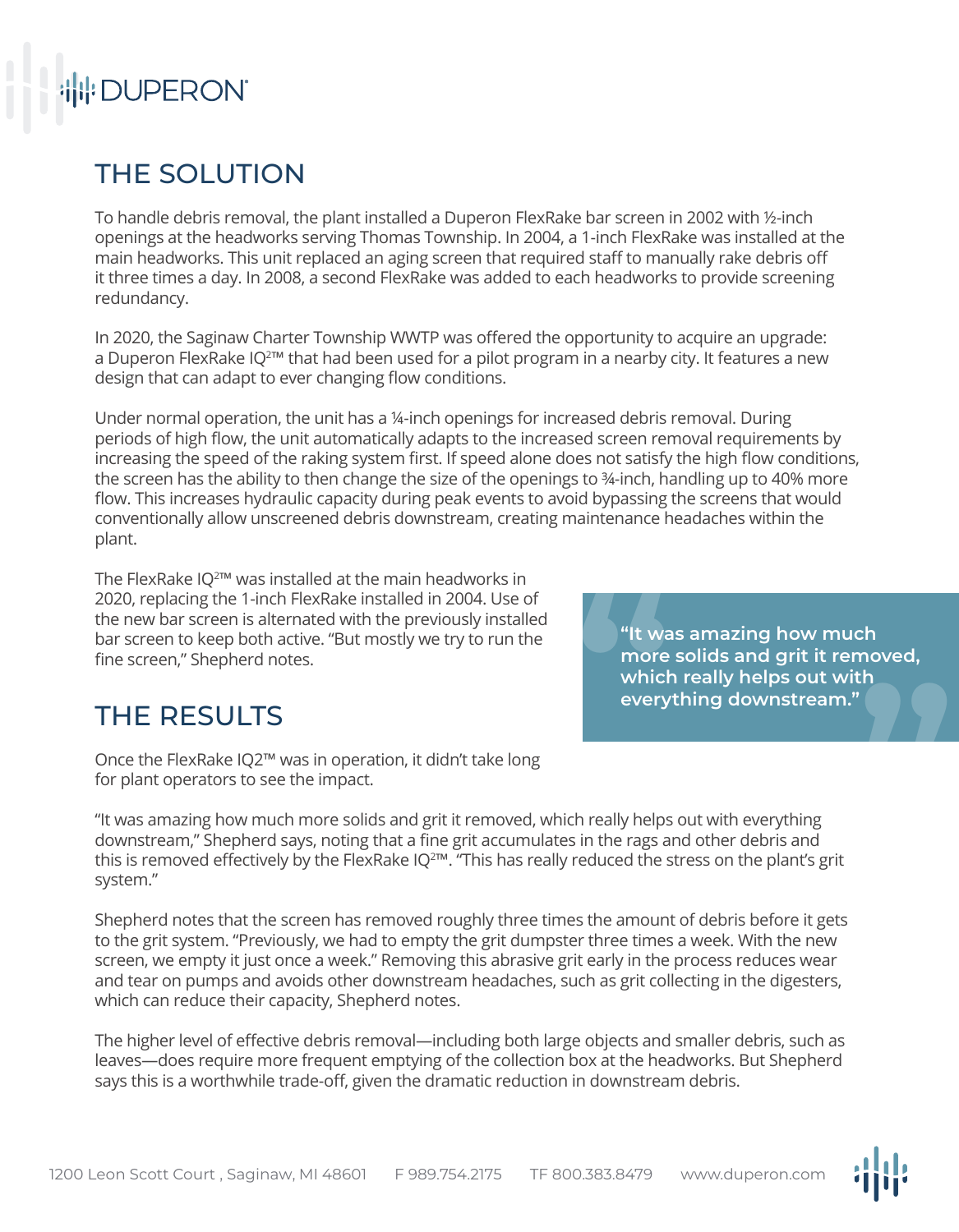## THE SOLUTION

To handle debris removal, the plant installed a Duperon FlexRake bar screen in 2002 with ½-inch openings at the headworks serving Thomas Township. In 2004, a 1-inch FlexRake was installed at the main headworks. This unit replaced an aging screen that required staff to manually rake debris off it three times a day. In 2008, a second FlexRake was added to each headworks to provide screening redundancy.

In 2020, the Saginaw Charter Township WWTP was offered the opportunity to acquire an upgrade: a Duperon FlexRake IQ²™ that had been used for a pilot program in a nearby city. It features a new design that can adapt to ever changing flow conditions.

Under normal operation, the unit has a ¼-inch openings for increased debris removal. During periods of high flow, the unit automatically adapts to the increased screen removal requirements by increasing the speed of the raking system first. If speed alone does not satisfy the high flow conditions, the screen has the ability to then change the size of the openings to ¾-inch, handling up to 40% more flow. This increases hydraulic capacity during peak events to avoid bypassing the screens that would conventionally allow unscreened debris downstream, creating maintenance headaches within the plant.

The FlexRake IQ²™ was installed at the main headworks in 2020, replacing the 1-inch FlexRake installed in 2004. Use of the new bar screen is alternated with the previously installed bar screen to keep both active. "But mostly we try to run the fine screen," Shepherd notes.

> **"It was amazing how much more solids and grit it removed, which really helps out with everything downstream."**

## THE RESULTS

Once the FlexRake IQ2™ was in operation, it didn't take long for plant operators to see the impact.

"It was amazing how much more solids and grit it removed, which really helps out with everything downstream," Shepherd says, noting that a fine grit accumulates in the rags and other debris and this is removed effectively by the FlexRake IQ²™. "This has really reduced the stress on the plant's grit system."

Shepherd notes that the screen has removed roughly three times the amount of debris before it gets to the grit system. "Previously, we had to empty the grit dumpster three times a week. With the new screen, we empty it just once a week." Removing this abrasive grit early in the process reduces wear and tear on pumps and avoids other downstream headaches, such as grit collecting in the digesters, which can reduce their capacity, Shepherd notes.

The higher level of effective debris removal—including both large objects and smaller debris, such as leaves—does require more frequent emptying of the collection box at the headworks. But Shepherd says this is a worthwhile trade-off, given the dramatic reduction in downstream debris.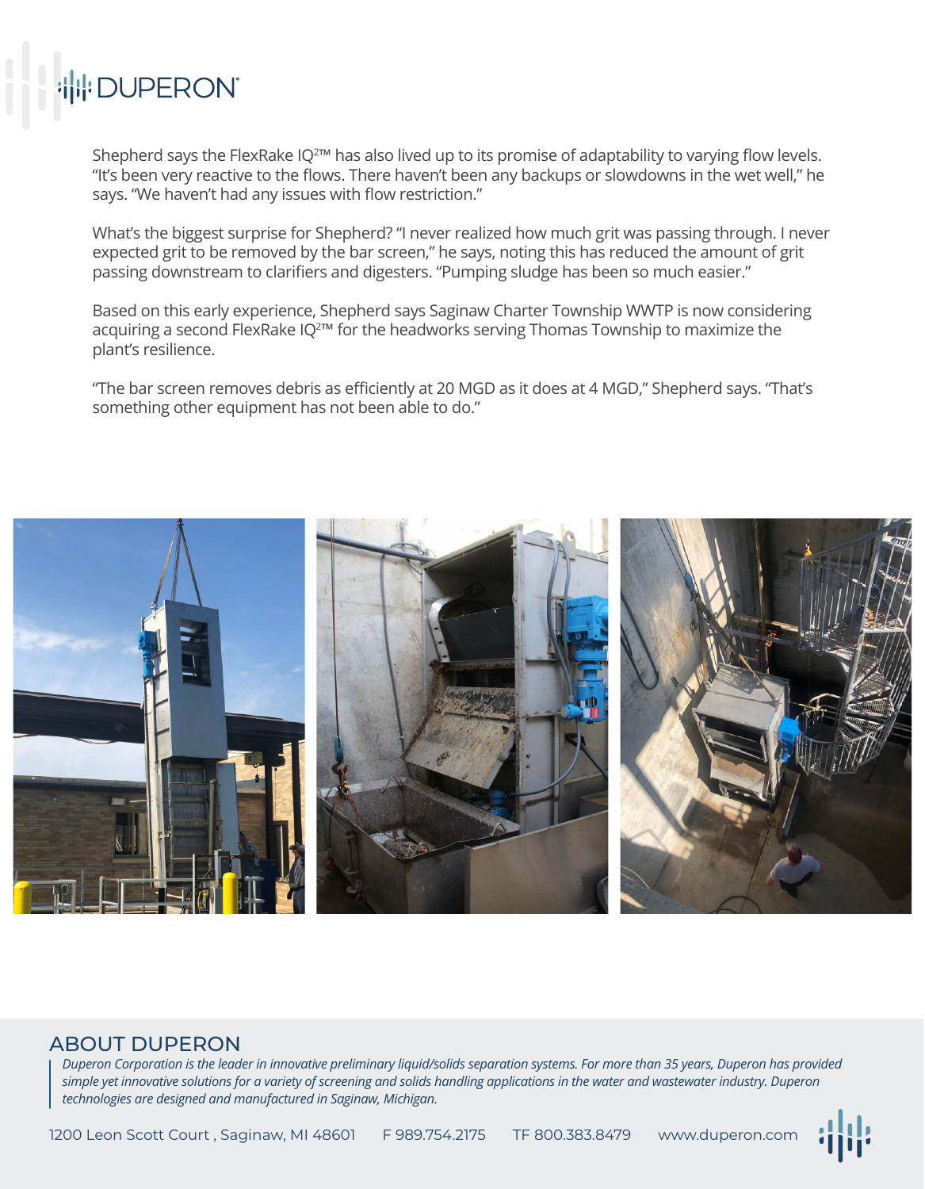Shepherd says the FlexRake IQ²™ has also lived up to its promise of adaptability to varying flow levels. "It's been very reactive to the flows. There haven't been any backups or slowdowns in the wet well," he says. "We haven't had any issues with flow restriction."

What's the biggest surprise for Shepherd? "I never realized how much grit was passing through. I never expected grit to be removed by the bar screen," he says, noting this has reduced the amount of grit passing downstream to clarifiers and digesters. "Pumping sludge has been so much easier."

Based on this early experience, Shepherd says Saginaw Charter Township WWTP is now considering acquiring a second FlexRake IQ²™ for the headworks serving Thomas Township to maximize the plant's resilience.

"The bar screen removes debris as efficiently at 20 MGD as it does at 4 MGD," Shepherd says. "That's something other equipment has not been able to do."

## ABOUT DUPERON

*Duperon Corporation is the leader in innovative preliminary liquid/solids separation systems. For more than 35 years, Duperon has provided simple yet innovative solutions for a variety of screening and solids handling applications in the water and wastewater industry. Duperon technologies are designed and manufactured in Saginaw, Michigan.*

1200 Leon Scott Court , Saginaw, MI 48601 F 989.754.2175 TF 800.383.8479 www.duperon.com